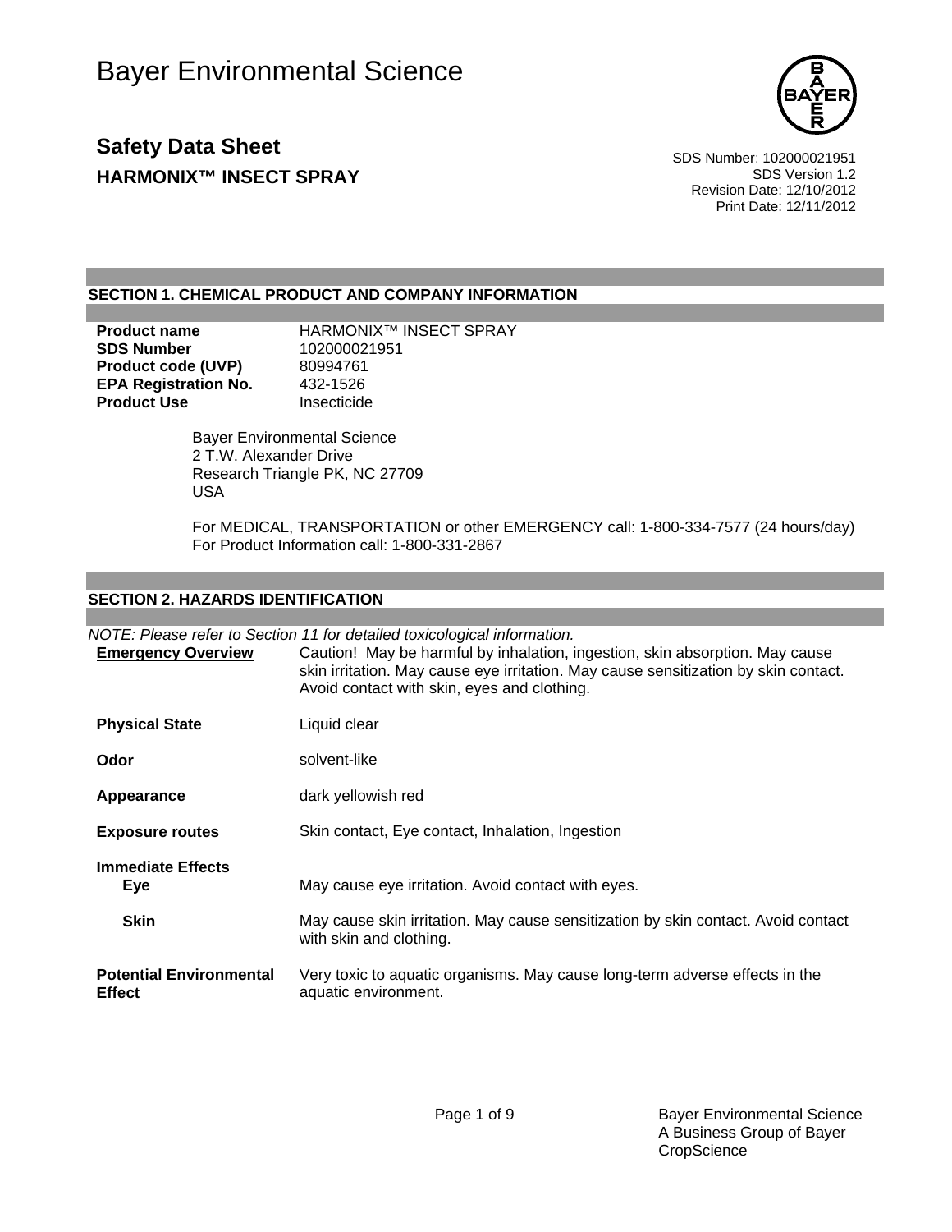# Bayer Environmental Science

## Safety Data Sheet

### HARMONIX™ INSECT SPRAY

SDS Number: 102000021951
SDS Version 1.2
Revision Date: 12/10/2012
Print Date: 12/11/2012

## SECTION 1. CHEMICAL PRODUCT AND COMPANY INFORMATION

| | |
|---|---|
| **Product name** | HARMONIX™ INSECT SPRAY |
| **SDS Number** | 102000021951 |
| **Product code (UVP)** | 80994761 |
| **EPA Registration No.** | 432-1526 |
| **Product Use** | Insecticide |

Bayer Environmental Science
2 T.W. Alexander Drive
Research Triangle PK, NC 27709
USA

For MEDICAL, TRANSPORTATION or other EMERGENCY call: 1-800-334-7577 (24 hours/day)
For Product Information call: 1-800-331-2867

## SECTION 2. HAZARDS IDENTIFICATION

*NOTE: Please refer to Section 11 for detailed toxicological information.*

| | |
|---|---|
| **Emergency Overview** | Caution! May be harmful by inhalation, ingestion, skin absorption. May cause skin irritation. May cause eye irritation. May cause sensitization by skin contact. Avoid contact with skin, eyes and clothing. |
| **Physical State** | Liquid clear |
| **Odor** | solvent-like |
| **Appearance** | dark yellowish red |
| **Exposure routes** | Skin contact, Eye contact, Inhalation, Ingestion |
| **Immediate Effects** | |
| **Eye** | May cause eye irritation. Avoid contact with eyes. |
| **Skin** | May cause skin irritation. May cause sensitization by skin contact. Avoid contact with skin and clothing. |
| **Potential Environmental Effect** | Very toxic to aquatic organisms. May cause long-term adverse effects in the aquatic environment. |

Bayer Environmental Science
A Business Group of Bayer CropScience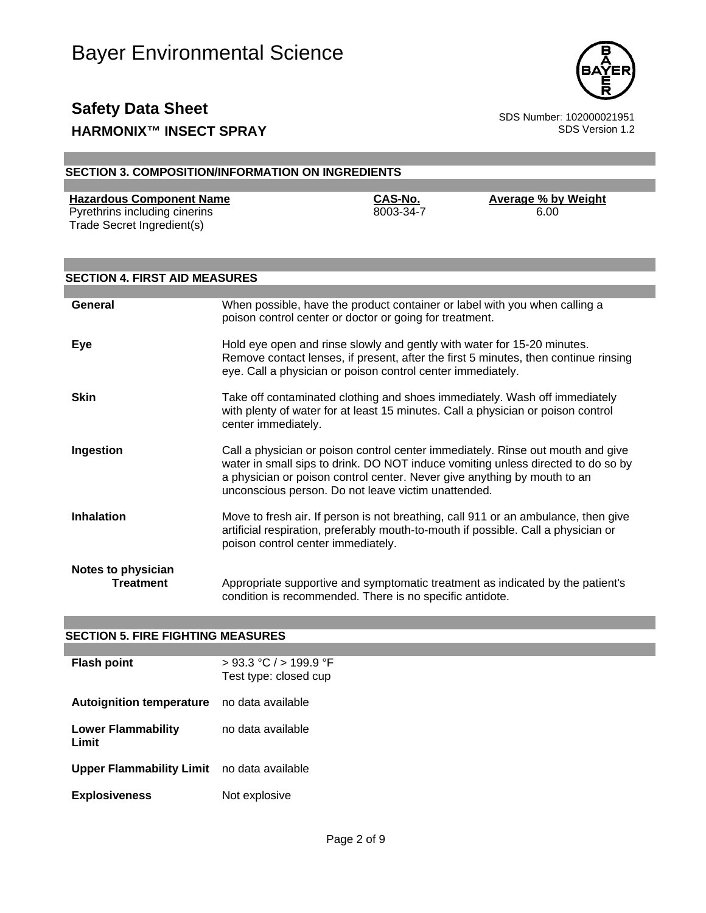## SECTION 3. COMPOSITION/INFORMATION ON INGREDIENTS

| Hazardous Component Name | CAS-No. | Average % by Weight |
|---|---|---|
| Pyrethrins including cinerins | 8003-34-7 | 6.00 |
| Trade Secret Ingredient(s) | | |

## SECTION 4. FIRST AID MEASURES

**General**
When possible, have the product container or label with you when calling a poison control center or doctor or going for treatment.

**Eye**
Hold eye open and rinse slowly and gently with water for 15-20 minutes. Remove contact lenses, if present, after the first 5 minutes, then continue rinsing eye. Call a physician or poison control center immediately.

**Skin**
Take off contaminated clothing and shoes immediately. Wash off immediately with plenty of water for at least 15 minutes. Call a physician or poison control center immediately.

**Ingestion**
Call a physician or poison control center immediately. Rinse out mouth and give water in small sips to drink. DO NOT induce vomiting unless directed to do so by a physician or poison control center. Never give anything by mouth to an unconscious person. Do not leave victim unattended.

**Inhalation**
Move to fresh air. If person is not breathing, call 911 or an ambulance, then give artificial respiration, preferably mouth-to-mouth if possible. Call a physician or poison control center immediately.

**Notes to physician**

**Treatment**
Appropriate supportive and symptomatic treatment as indicated by the patient's condition is recommended. There is no specific antidote.

## SECTION 5. FIRE FIGHTING MEASURES

**Flash point**
> 93.3 °C / > 199.9 °F
Test type: closed cup

**Autoignition temperature**
no data available

**Lower Flammability Limit**
no data available

**Upper Flammability Limit**
no data available

**Explosiveness**
Not explosive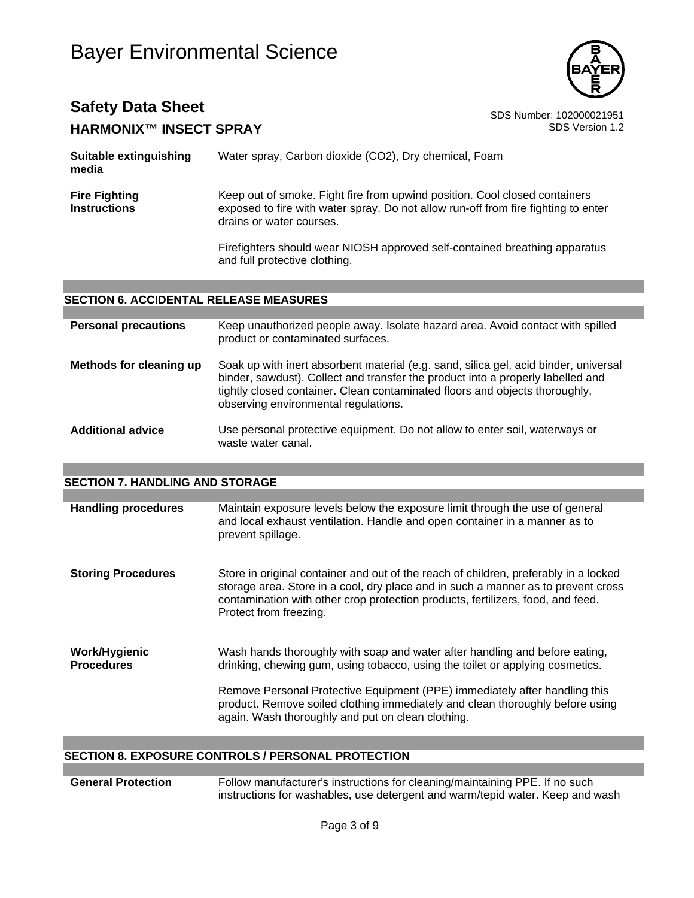| | |
|---|---|
| **Suitable extinguishing media** | Water spray, Carbon dioxide ($CO_2$), Dry chemical, Foam |
| **Fire Fighting Instructions** | Keep out of smoke. Fight fire from upwind position. Cool closed containers exposed to fire with water spray. Do not allow run-off from fire fighting to enter drains or water courses.<br><br>Firefighters should wear NIOSH approved self-contained breathing apparatus and full protective clothing. |

## SECTION 6. ACCIDENTAL RELEASE MEASURES

| | |
|---|---|
| **Personal precautions** | Keep unauthorized people away. Isolate hazard area. Avoid contact with spilled product or contaminated surfaces. |
| **Methods for cleaning up** | Soak up with inert absorbent material (e.g. sand, silica gel, acid binder, universal binder, sawdust). Collect and transfer the product into a properly labelled and tightly closed container. Clean contaminated floors and objects thoroughly, observing environmental regulations. |
| **Additional advice** | Use personal protective equipment. Do not allow to enter soil, waterways or waste water canal. |

## SECTION 7. HANDLING AND STORAGE

| | |
|---|---|
| **Handling procedures** | Maintain exposure levels below the exposure limit through the use of general and local exhaust ventilation. Handle and open container in a manner as to prevent spillage. |
| **Storing Procedures** | Store in original container and out of the reach of children, preferably in a locked storage area. Store in a cool, dry place and in such a manner as to prevent cross contamination with other crop protection products, fertilizers, food, and feed. Protect from freezing. |
| **Work/Hygienic Procedures** | Wash hands thoroughly with soap and water after handling and before eating, drinking, chewing gum, using tobacco, using the toilet or applying cosmetics.<br><br>Remove Personal Protective Equipment (PPE) immediately after handling this product. Remove soiled clothing immediately and clean thoroughly before using again. Wash thoroughly and put on clean clothing. |

## SECTION 8. EXPOSURE CONTROLS / PERSONAL PROTECTION

| | |
|---|---|
| **General Protection** | Follow manufacturer's instructions for cleaning/maintaining PPE. If no such instructions for washables, use detergent and warm/tepid water. Keep and wash |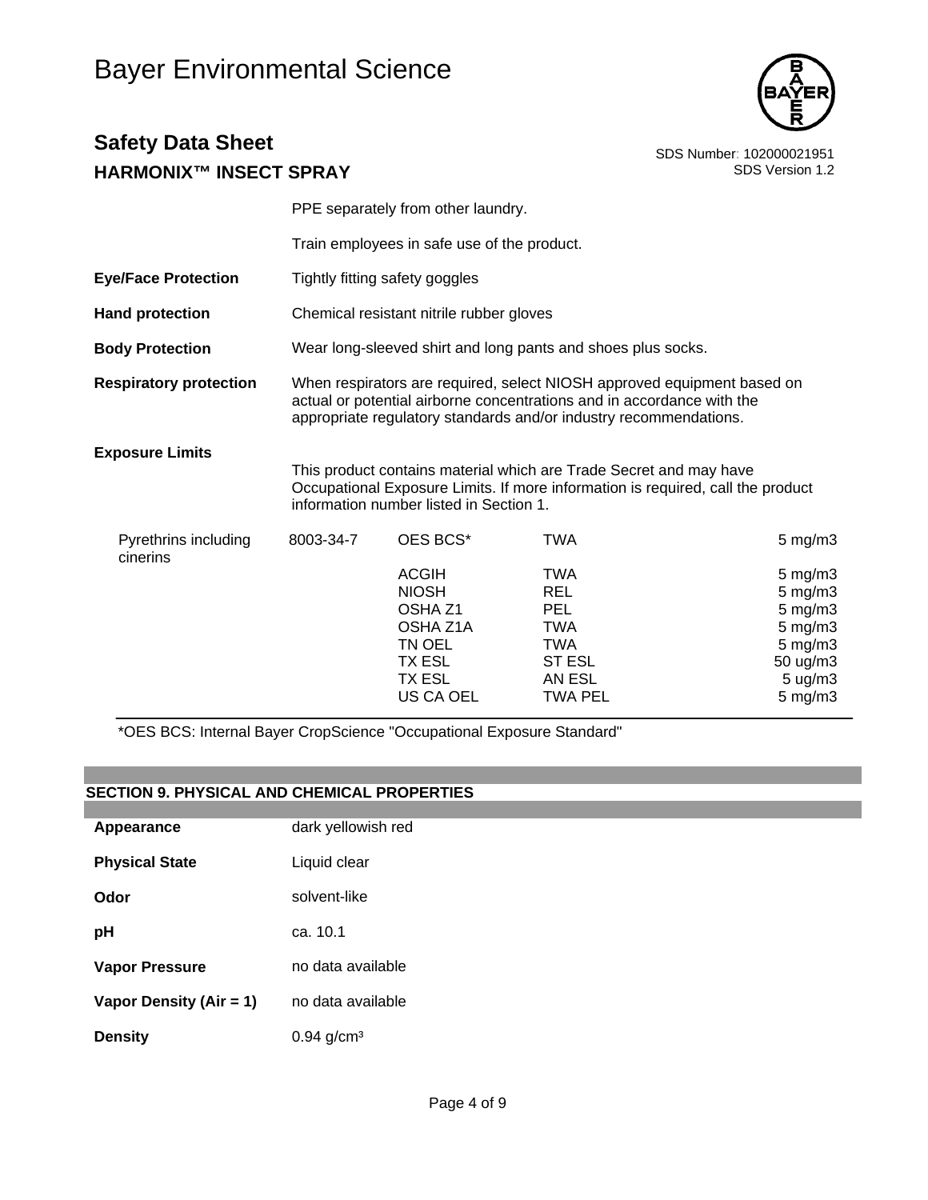PPE separately from other laundry.

Train employees in safe use of the product.

**Eye/Face Protection** Tightly fitting safety goggles

**Hand protection** Chemical resistant nitrile rubber gloves

**Body Protection** Wear long-sleeved shirt and long pants and shoes plus socks.

**Respiratory protection** When respirators are required, select NIOSH approved equipment based on actual or potential airborne concentrations and in accordance with the appropriate regulatory standards and/or industry recommendations.

**Exposure Limits**

This product contains material which are Trade Secret and may have Occupational Exposure Limits. If more information is required, call the product information number listed in Section 1.

| Component | CAS | Source | Type | Value |
|---|---|---|---|---|
| Pyrethrins including cinerins | 8003-34-7 | OES BCS* | TWA | 5 mg/m3 |
| | | ACGIH | TWA | 5 mg/m3 |
| | | NIOSH | REL | 5 mg/m3 |
| | | OSHA Z1 | PEL | 5 mg/m3 |
| | | OSHA Z1A | TWA | 5 mg/m3 |
| | | TN OEL | TWA | 5 mg/m3 |
| | | TX ESL | ST ESL | 50 ug/m3 |
| | | TX ESL | AN ESL | 5 ug/m3 |
| | | US CA OEL | TWA PEL | 5 mg/m3 |

*OES BCS: Internal Bayer CropScience "Occupational Exposure Standard"

## SECTION 9. PHYSICAL AND CHEMICAL PROPERTIES

**Appearance** dark yellowish red

**Physical State** Liquid clear

**Odor** solvent-like

**pH** ca. 10.1

**Vapor Pressure** no data available

**Vapor Density (Air = 1)** no data available

**Density** 0.94 g/cm³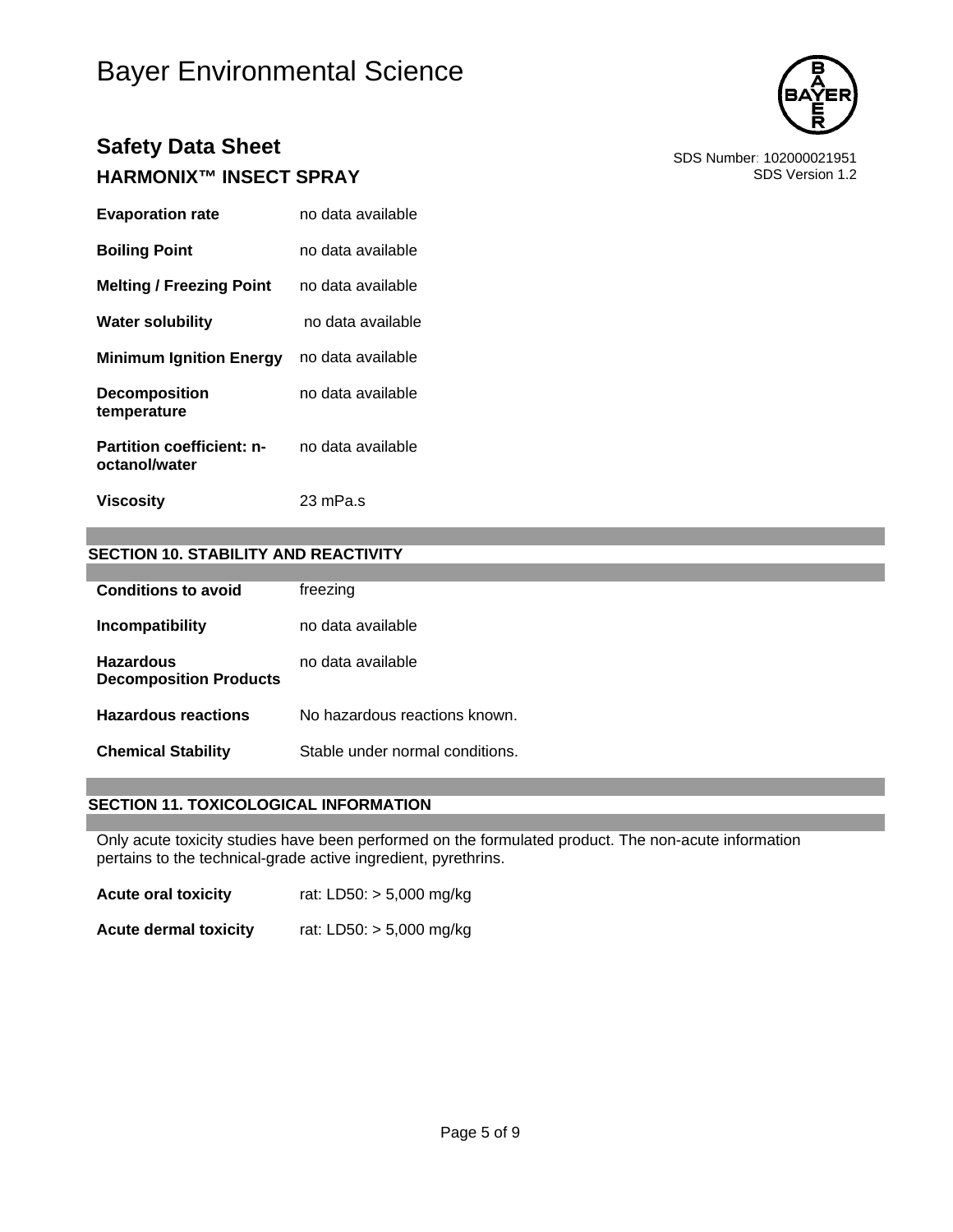| | |
|---|---|
| **Evaporation rate** | no data available |
| **Boiling Point** | no data available |
| **Melting / Freezing Point** | no data available |
| **Water solubility** | no data available |
| **Minimum Ignition Energy** | no data available |
| **Decomposition temperature** | no data available |
| **Partition coefficient: n-octanol/water** | no data available |
| **Viscosity** | 23 mPa.s |

## SECTION 10. STABILITY AND REACTIVITY

| | |
|---|---|
| **Conditions to avoid** | freezing |
| **Incompatibility** | no data available |
| **Hazardous Decomposition Products** | no data available |
| **Hazardous reactions** | No hazardous reactions known. |
| **Chemical Stability** | Stable under normal conditions. |

## SECTION 11. TOXICOLOGICAL INFORMATION

Only acute toxicity studies have been performed on the formulated product. The non-acute information pertains to the technical-grade active ingredient, pyrethrins.

| | |
|---|---|
| **Acute oral toxicity** | rat: LD50: > 5,000 mg/kg |
| **Acute dermal toxicity** | rat: LD50: > 5,000 mg/kg |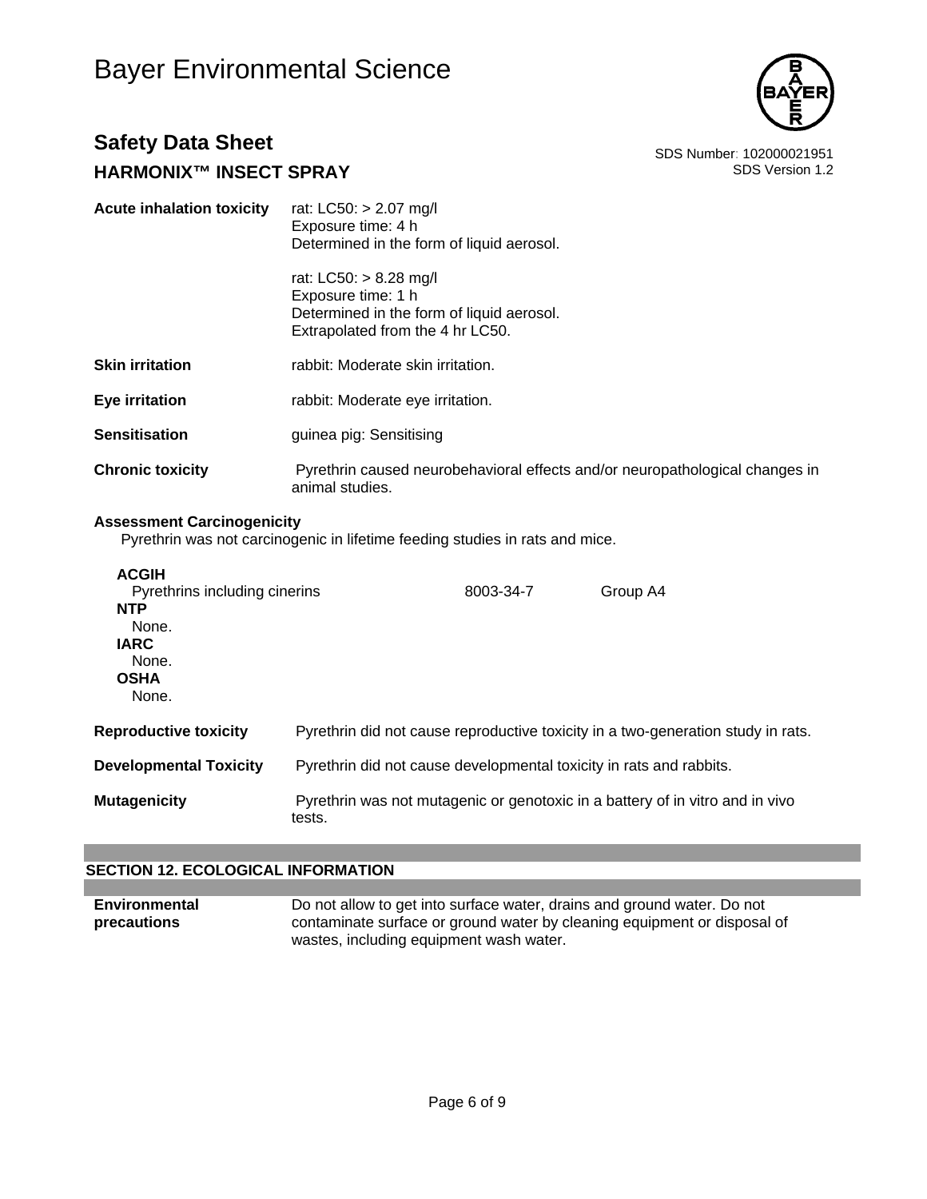| | |
|---|---|
| **Acute inhalation toxicity** | rat: LC50: > 2.07 mg/l<br>Exposure time: 4 h<br>Determined in the form of liquid aerosol.<br><br>rat: LC50: > 8.28 mg/l<br>Exposure time: 1 h<br>Determined in the form of liquid aerosol.<br>Extrapolated from the 4 hr LC50. |
| **Skin irritation** | rabbit: Moderate skin irritation. |
| **Eye irritation** | rabbit: Moderate eye irritation. |
| **Sensitisation** | guinea pig: Sensitising |
| **Chronic toxicity** | Pyrethrin caused neurobehavioral effects and/or neuropathological changes in animal studies. |

**Assessment Carcinogenicity**

Pyrethrin was not carcinogenic in lifetime feeding studies in rats and mice.

**ACGIH**

| | | |
|---|---|---|
| Pyrethrins including cinerins | 8003-34-7 | Group A4 |

**NTP**

None.

**IARC**

None.

**OSHA**

None.

| | |
|---|---|
| **Reproductive toxicity** | Pyrethrin did not cause reproductive toxicity in a two-generation study in rats. |
| **Developmental Toxicity** | Pyrethrin did not cause developmental toxicity in rats and rabbits. |
| **Mutagenicity** | Pyrethrin was not mutagenic or genotoxic in a battery of in vitro and in vivo tests. |

## SECTION 12. ECOLOGICAL INFORMATION

| | |
|---|---|
| **Environmental precautions** | Do not allow to get into surface water, drains and ground water. Do not contaminate surface or ground water by cleaning equipment or disposal of wastes, including equipment wash water. |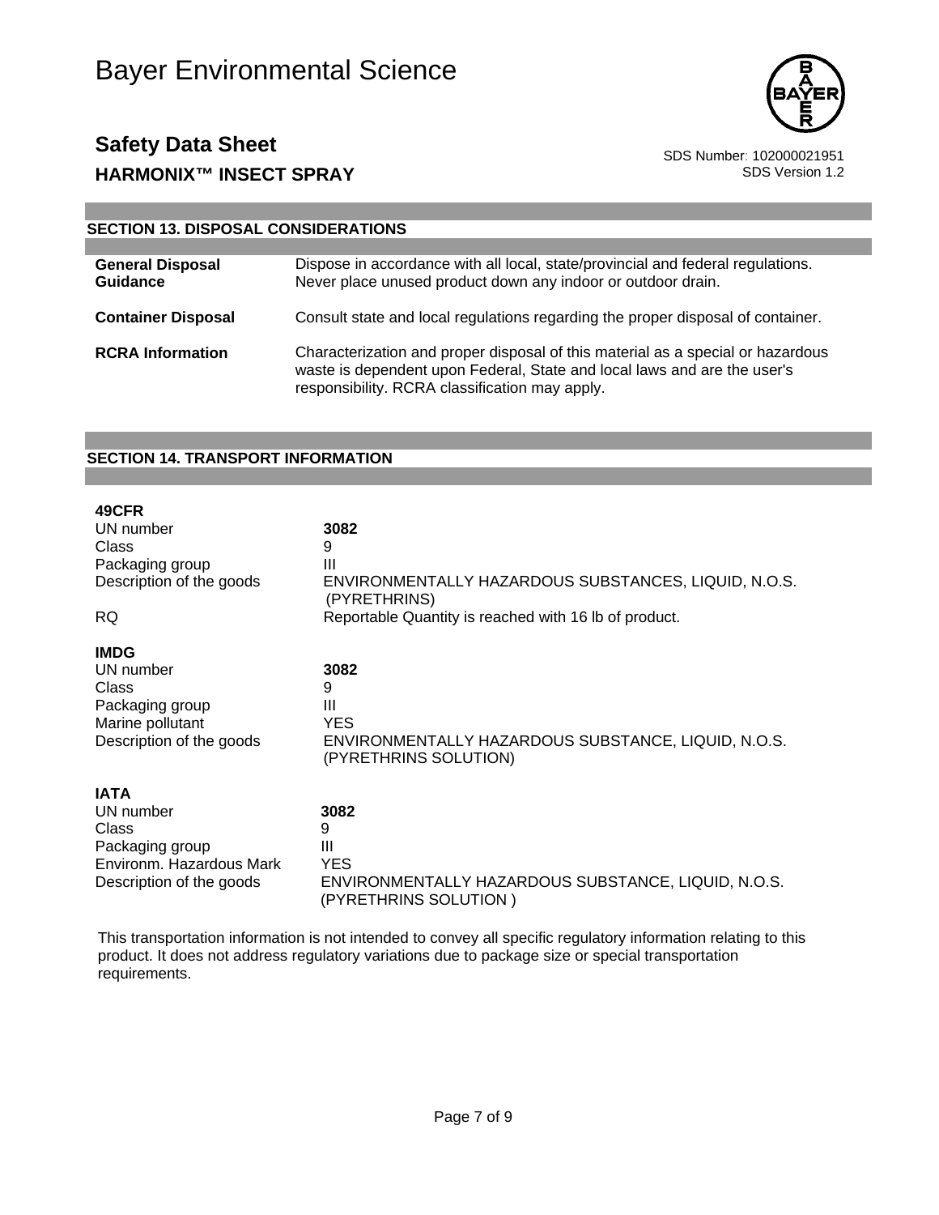## SECTION 13. DISPOSAL CONSIDERATIONS

| | |
|---|---|
| **General Disposal Guidance** | Dispose in accordance with all local, state/provincial and federal regulations. Never place unused product down any indoor or outdoor drain. |
| **Container Disposal** | Consult state and local regulations regarding the proper disposal of container. |
| **RCRA Information** | Characterization and proper disposal of this material as a special or hazardous waste is dependent upon Federal, State and local laws and are the user's responsibility. RCRA classification may apply. |

## SECTION 14. TRANSPORT INFORMATION

**49CFR**

| | |
|---|---|
| UN number | **3082** |
| Class | 9 |
| Packaging group | III |
| Description of the goods | ENVIRONMENTALLY HAZARDOUS SUBSTANCES, LIQUID, N.O.S. (PYRETHRINS) |
| RQ | Reportable Quantity is reached with 16 lb of product. |

**IMDG**

| | |
|---|---|
| UN number | **3082** |
| Class | 9 |
| Packaging group | III |
| Marine pollutant | YES |
| Description of the goods | ENVIRONMENTALLY HAZARDOUS SUBSTANCE, LIQUID, N.O.S. (PYRETHRINS SOLUTION) |

**IATA**

| | |
|---|---|
| UN number | **3082** |
| Class | 9 |
| Packaging group | III |
| Environm. Hazardous Mark | YES |
| Description of the goods | ENVIRONMENTALLY HAZARDOUS SUBSTANCE, LIQUID, N.O.S. (PYRETHRINS SOLUTION ) |

This transportation information is not intended to convey all specific regulatory information relating to this product. It does not address regulatory variations due to package size or special transportation requirements.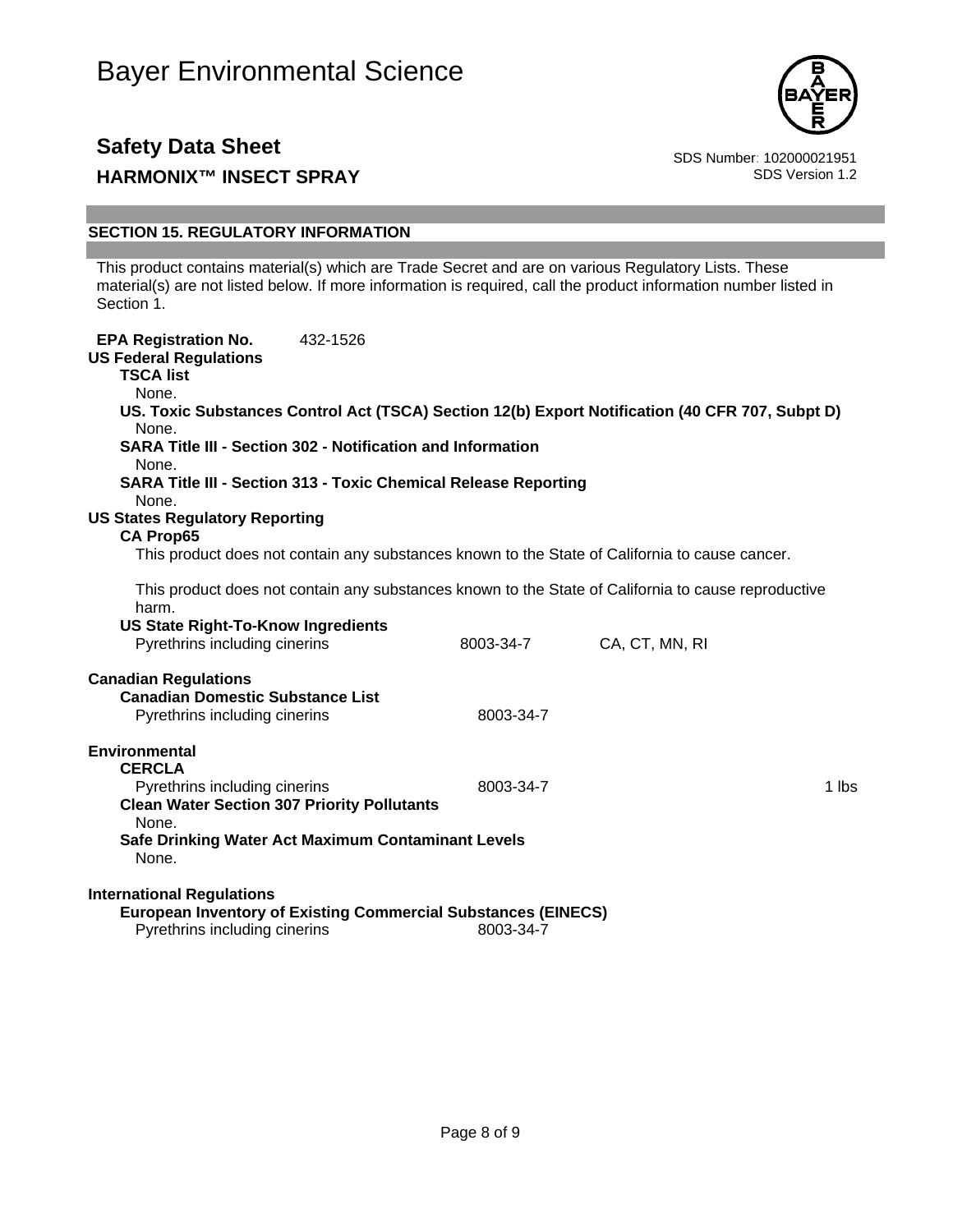## SECTION 15. REGULATORY INFORMATION

This product contains material(s) which are Trade Secret and are on various Regulatory Lists. These material(s) are not listed below. If more information is required, call the product information number listed in Section 1.

**EPA Registration No.** 432-1526

**US Federal Regulations**

**TSCA list**
None.

**US. Toxic Substances Control Act (TSCA) Section 12(b) Export Notification (40 CFR 707, Subpt D)**
None.

**SARA Title III - Section 302 - Notification and Information**
None.

**SARA Title III - Section 313 - Toxic Chemical Release Reporting**
None.

**US States Regulatory Reporting**

**CA Prop65**

This product does not contain any substances known to the State of California to cause cancer.

This product does not contain any substances known to the State of California to cause reproductive harm.

**US State Right-To-Know Ingredients**

| | | |
|---|---|---|
| Pyrethrins including cinerins | 8003-34-7 | CA, CT, MN, RI |

**Canadian Regulations**

**Canadian Domestic Substance List**

| | |
|---|---|
| Pyrethrins including cinerins | 8003-34-7 |

**Environmental**

**CERCLA**

| | | |
|---|---|---|
| Pyrethrins including cinerins | 8003-34-7 | 1 lbs |

**Clean Water Section 307 Priority Pollutants**
None.

**Safe Drinking Water Act Maximum Contaminant Levels**
None.

**International Regulations**

**European Inventory of Existing Commercial Substances (EINECS)**

| | |
|---|---|
| Pyrethrins including cinerins | 8003-34-7 |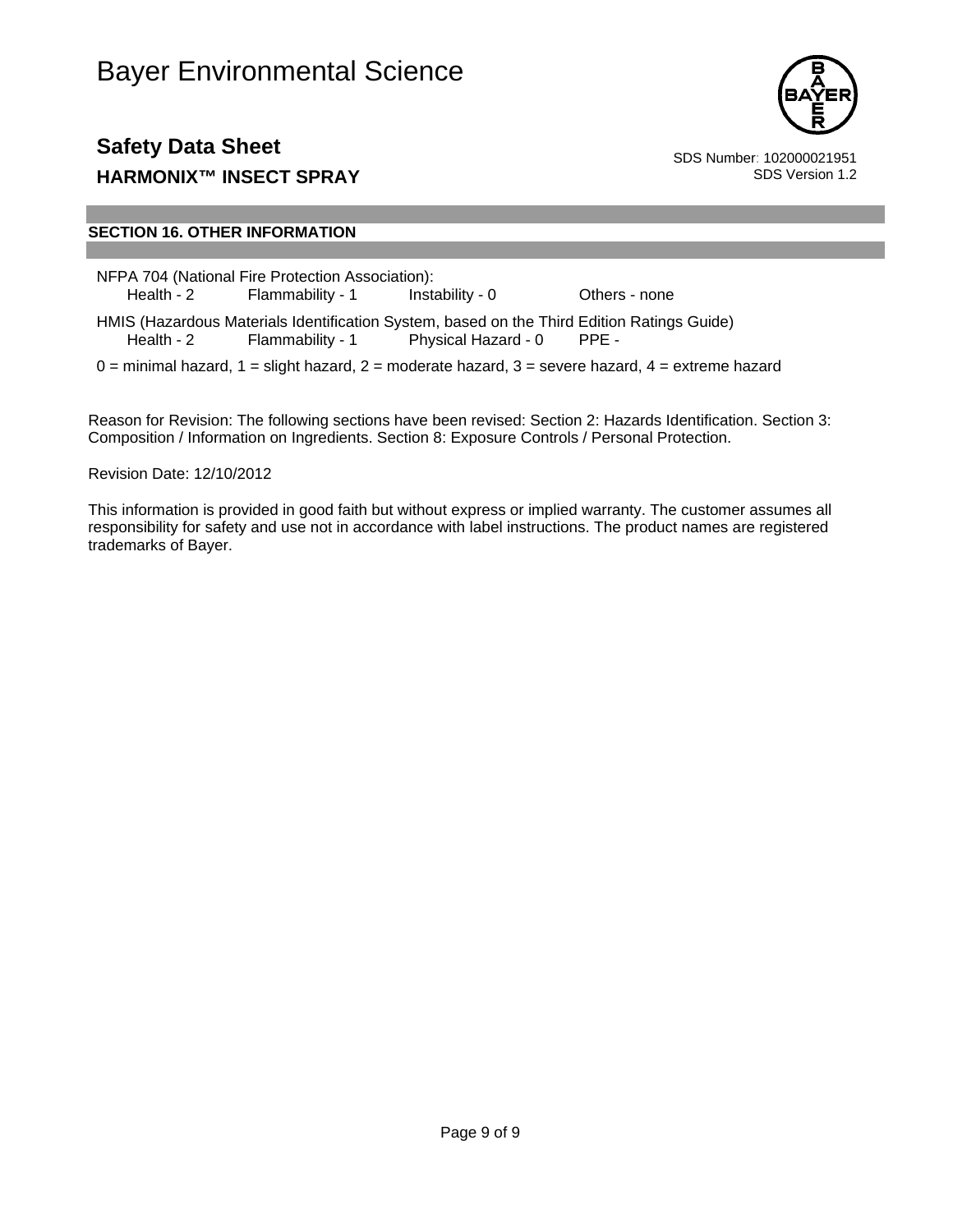## SECTION 16. OTHER INFORMATION

NFPA 704 (National Fire Protection Association):

| | | | |
|---|---|---|---|
| Health - 2 | Flammability - 1 | Instability - 0 | Others - none |

HMIS (Hazardous Materials Identification System, based on the Third Edition Ratings Guide)

| | | | |
|---|---|---|---|
| Health - 2 | Flammability - 1 | Physical Hazard - 0 | PPE - |

0 = minimal hazard, 1 = slight hazard, 2 = moderate hazard, 3 = severe hazard, 4 = extreme hazard

Reason for Revision: The following sections have been revised: Section 2: Hazards Identification. Section 3: Composition / Information on Ingredients. Section 8: Exposure Controls / Personal Protection.

Revision Date: 12/10/2012

This information is provided in good faith but without express or implied warranty. The customer assumes all responsibility for safety and use not in accordance with label instructions. The product names are registered trademarks of Bayer.